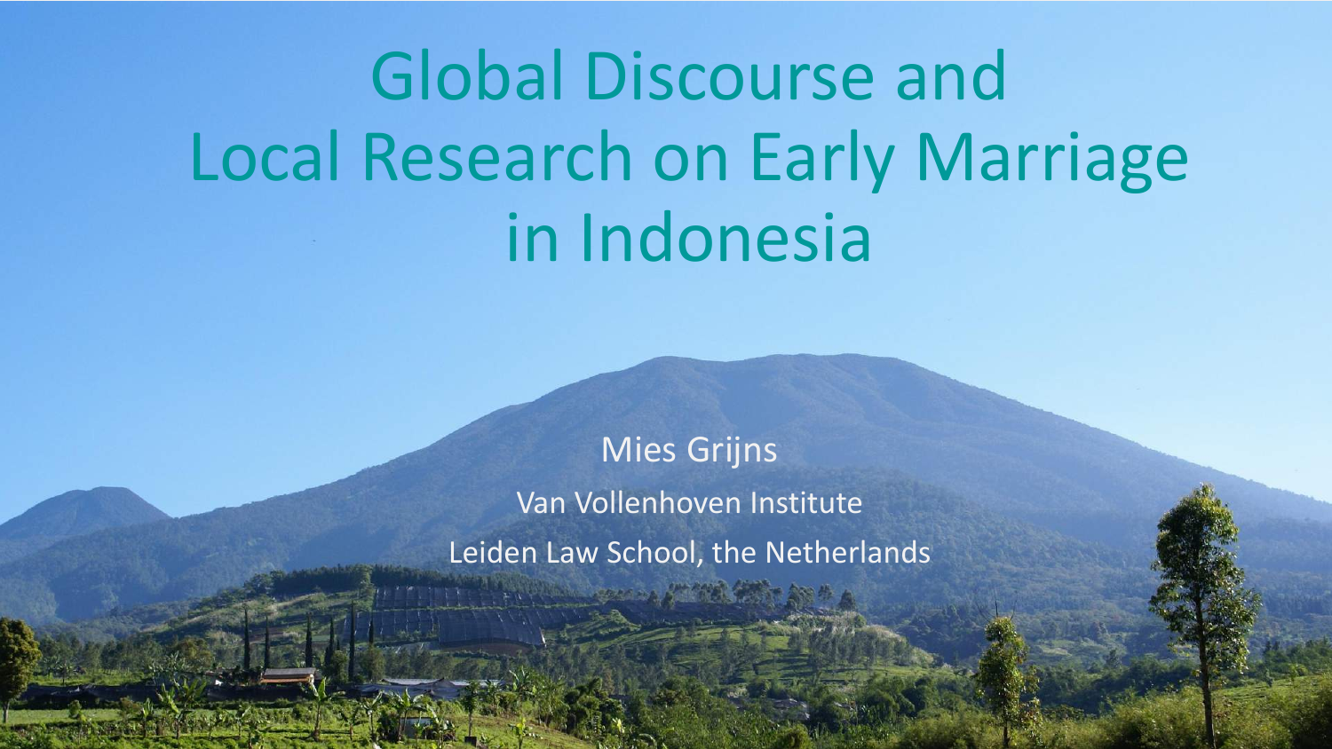# Global Discourse and Local Research on Early Marriage in Indonesia

Mies Grijns

Van Vollenhoven Institute

Leiden Law School, the Netherlands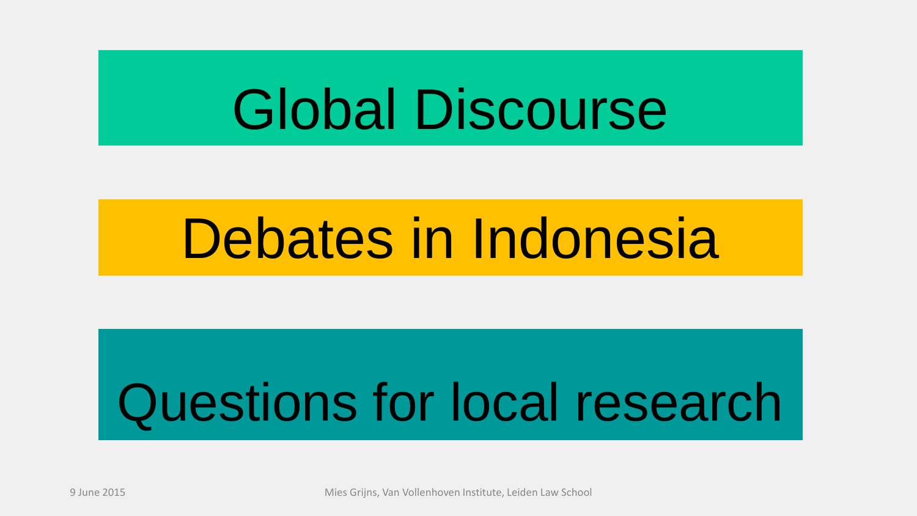# Global Discourse

# Debates in Indonesia

# Questions for local research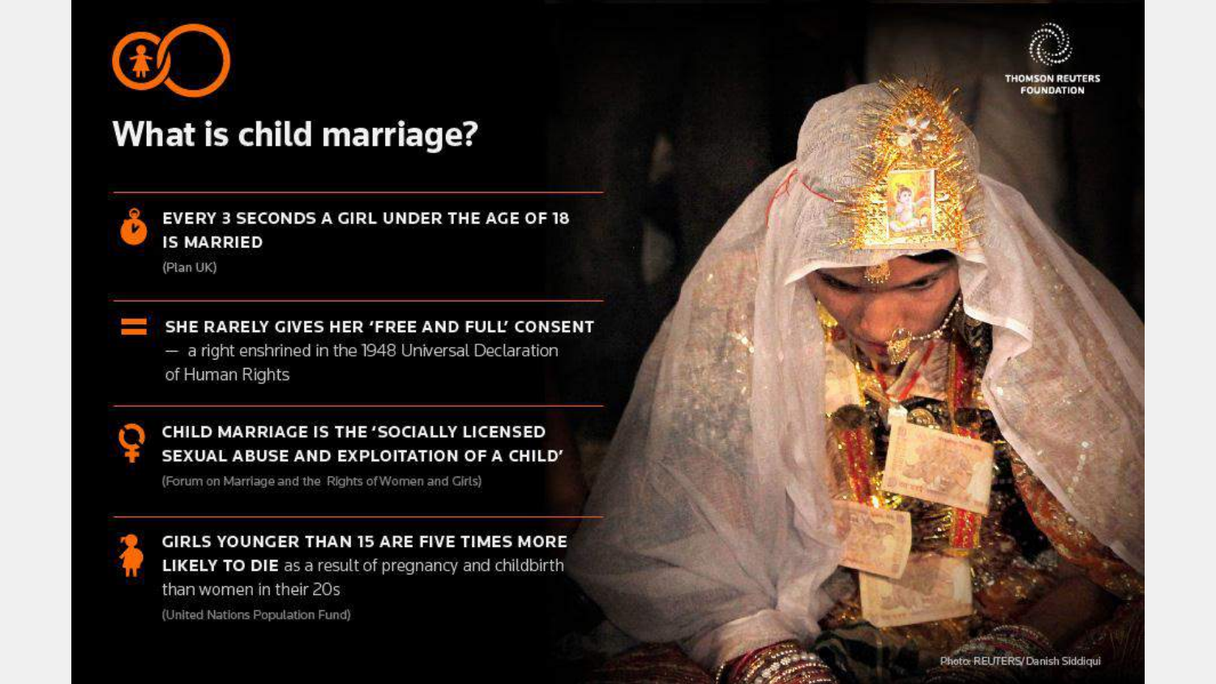THOMSON REUTERS FOUNDATION

# What is child marriage?

**EVERY 3 SECONDS A GIRL UNDER THE AGE OF 18 IS MARRIED**
(Plan UK)

**SHE RARELY GIVES HER 'FREE AND FULL' CONSENT** — a right enshrined in the 1948 Universal Declaration of Human Rights

**CHILD MARRIAGE IS THE 'SOCIALLY LICENSED SEXUAL ABUSE AND EXPLOITATION OF A CHILD'**
(Forum on Marriage and the Rights of Women and Girls)

**GIRLS YOUNGER THAN 15 ARE FIVE TIMES MORE LIKELY TO DIE** as a result of pregnancy and childbirth than women in their 20s
(United Nations Population Fund)

Photo: REUTERS/Danish Siddiqui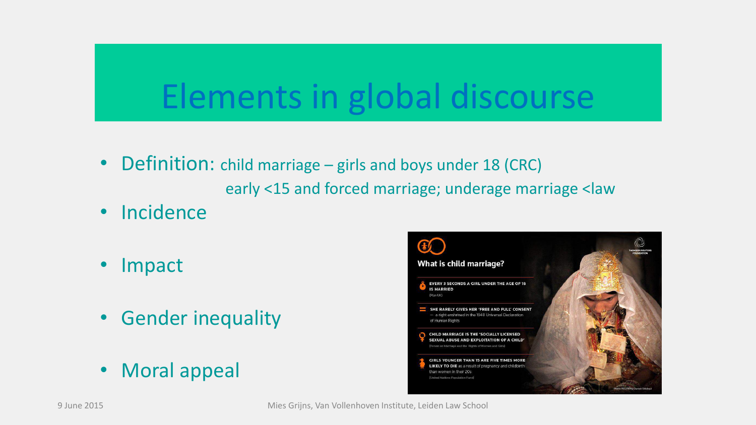# Elements in global discourse

- Definition: child marriage – girls and boys under 18 (CRC)
  early <15 and forced marriage; underage marriage <law
- Incidence
- Impact
- Gender inequality
- Moral appeal

What is child marriage?

EVERY 3 SECONDS A GIRL UNDER THE AGE OF 18 IS MARRIED (Plan UK)

SHE RARELY GIVES HER 'FREE AND FULL' CONSENT — a right enshrined in the 1948 Universal Declaration of Human Rights

CHILD MARRIAGE IS THE 'SOCIALLY LICENSED SEXUAL ABUSE AND EXPLOITATION OF A CHILD' (Forum on Marriage and the Rights of Women and Girls)

GIRLS YOUNGER THAN 15 ARE FIVE TIMES MORE LIKELY TO DIE as a result of pregnancy and childbirth than women in their 20s (United Nations Population Fund)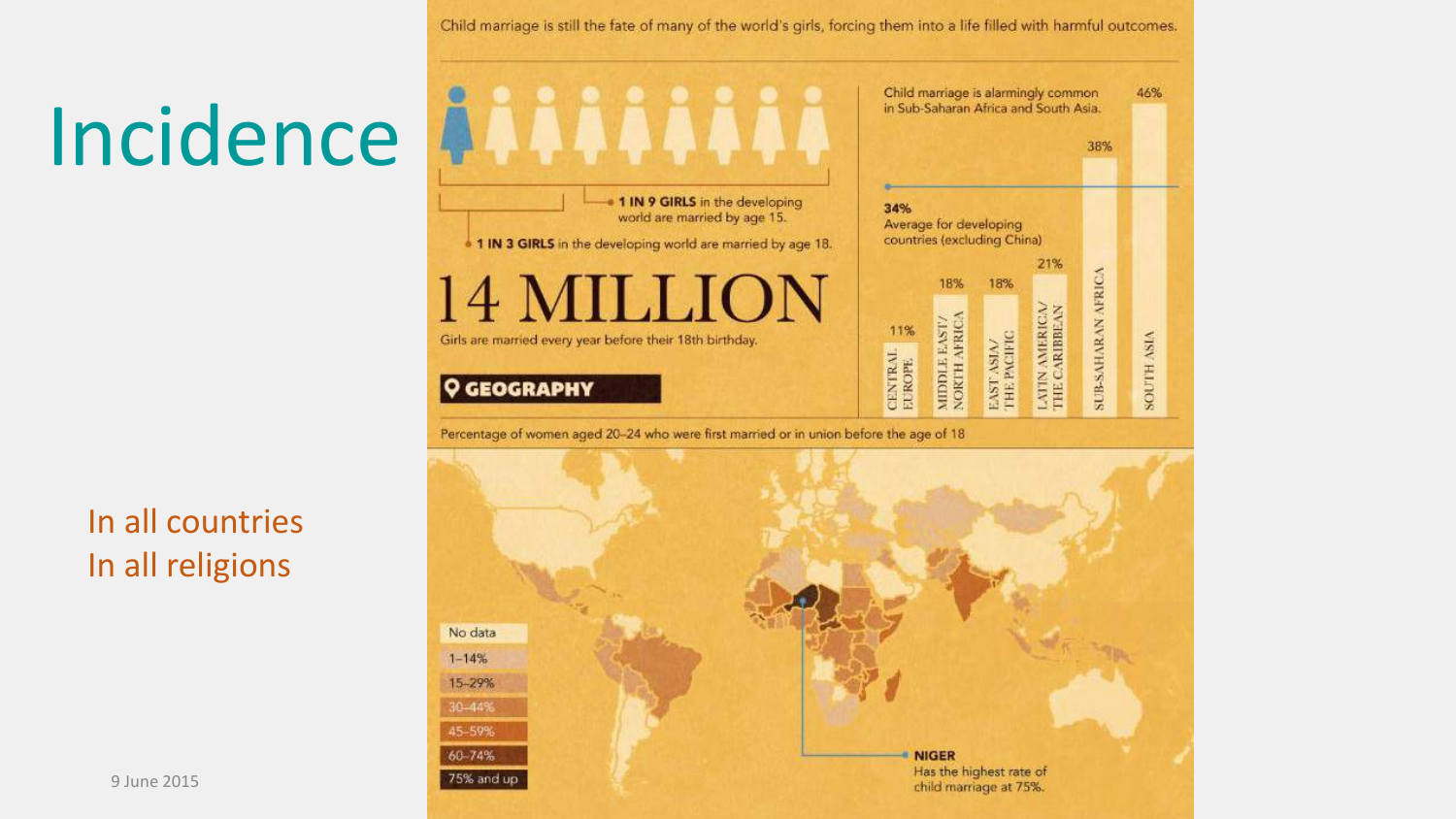# Incidence

In all countries
In all religions

Child marriage is still the fate of many of the world's girls, forcing them into a life filled with harmful outcomes.

**1 IN 9 GIRLS** in the developing world are married by age 15.

**1 IN 3 GIRLS** in the developing world are married by age 18.

# 14 MILLION

Girls are married every year before their 18th birthday.

Child marriage is alarmingly common in Sub-Saharan Africa and South Asia.

**34%** Average for developing countries (excluding China)

| Region | Percentage |
|---|---|
| Central Europe | 11% |
| Middle East/North Africa | 18% |
| East Asia/The Pacific | 18% |
| Latin America/The Caribbean | 21% |
| Sub-Saharan Africa | 38% |
| South Asia | 46% |

**GEOGRAPHY**

Percentage of women aged 20–24 who were first married or in union before the age of 18

- No data
- 1–14%
- 15–29%
- 30–44%
- 45–59%
- 60–74%
- 75% and up

**NIGER**
Has the highest rate of child marriage at 75%.

9 June 2015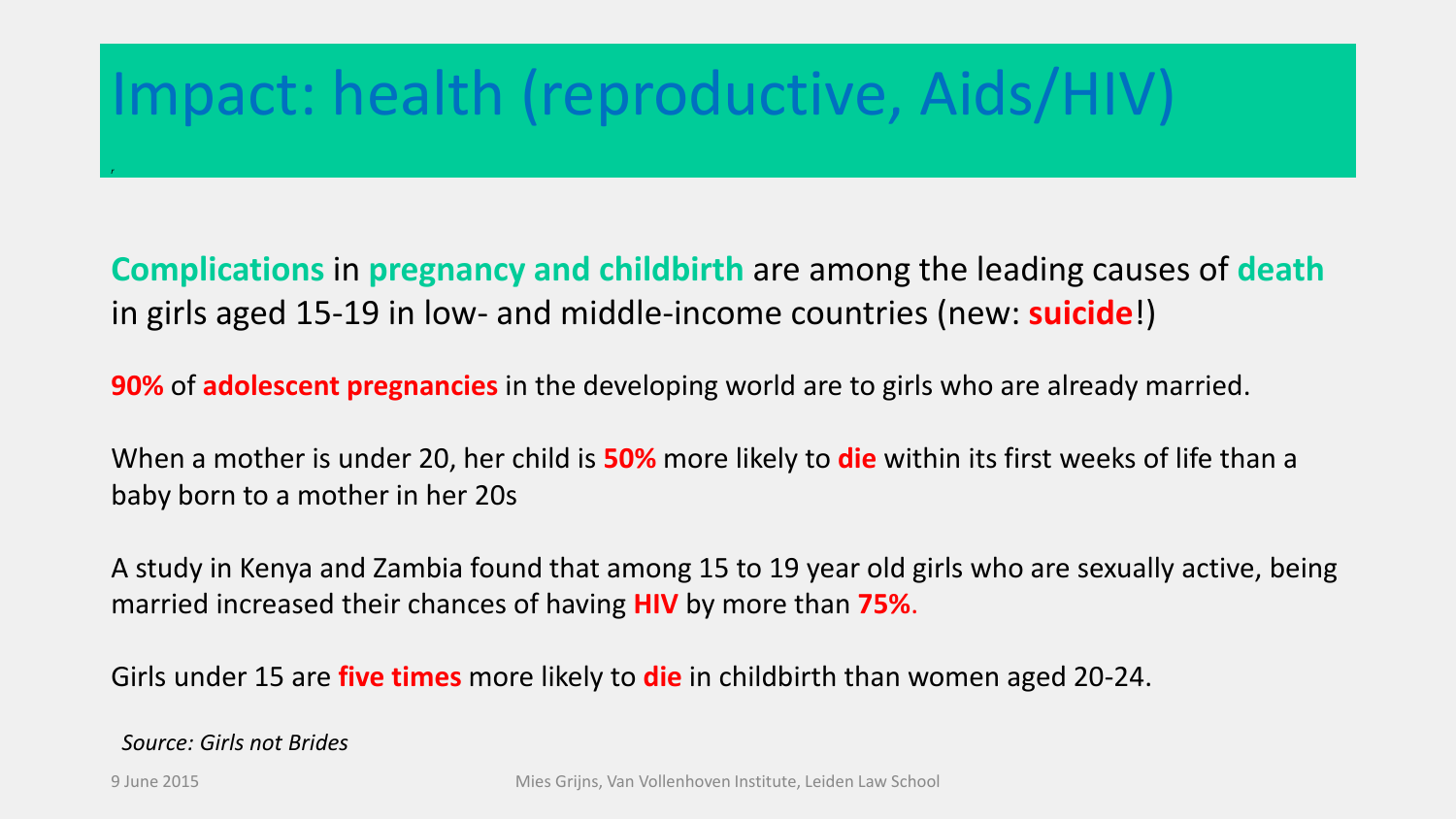# Impact: health (reproductive, Aids/HIV)

**Complications** in **pregnancy and childbirth** are among the leading causes of **death** in girls aged 15-19 in low- and middle-income countries (new: **suicide**!)

**90%** of **adolescent pregnancies** in the developing world are to girls who are already married.

When a mother is under 20, her child is **50%** more likely to **die** within its first weeks of life than a baby born to a mother in her 20s

A study in Kenya and Zambia found that among 15 to 19 year old girls who are sexually active, being married increased their chances of having **HIV** by more than **75%**.

Girls under 15 are **five times** more likely to **die** in childbirth than women aged 20-24.

*Source: Girls not Brides*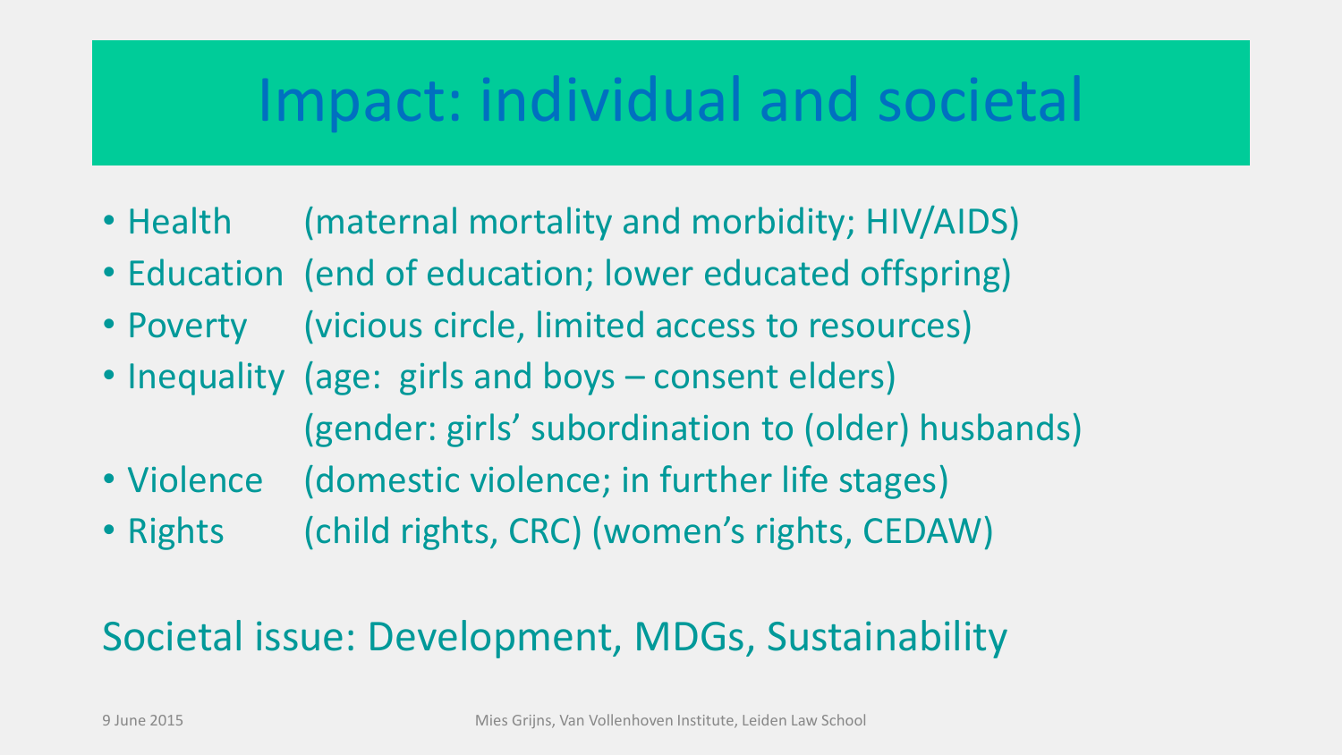# Impact: individual and societal

- Health (maternal mortality and morbidity; HIV/AIDS)
- Education (end of education; lower educated offspring)
- Poverty (vicious circle, limited access to resources)
- Inequality (age: girls and boys – consent elders)
  (gender: girls' subordination to (older) husbands)
- Violence (domestic violence; in further life stages)
- Rights (child rights, CRC) (women's rights, CEDAW)

Societal issue: Development, MDGs, Sustainability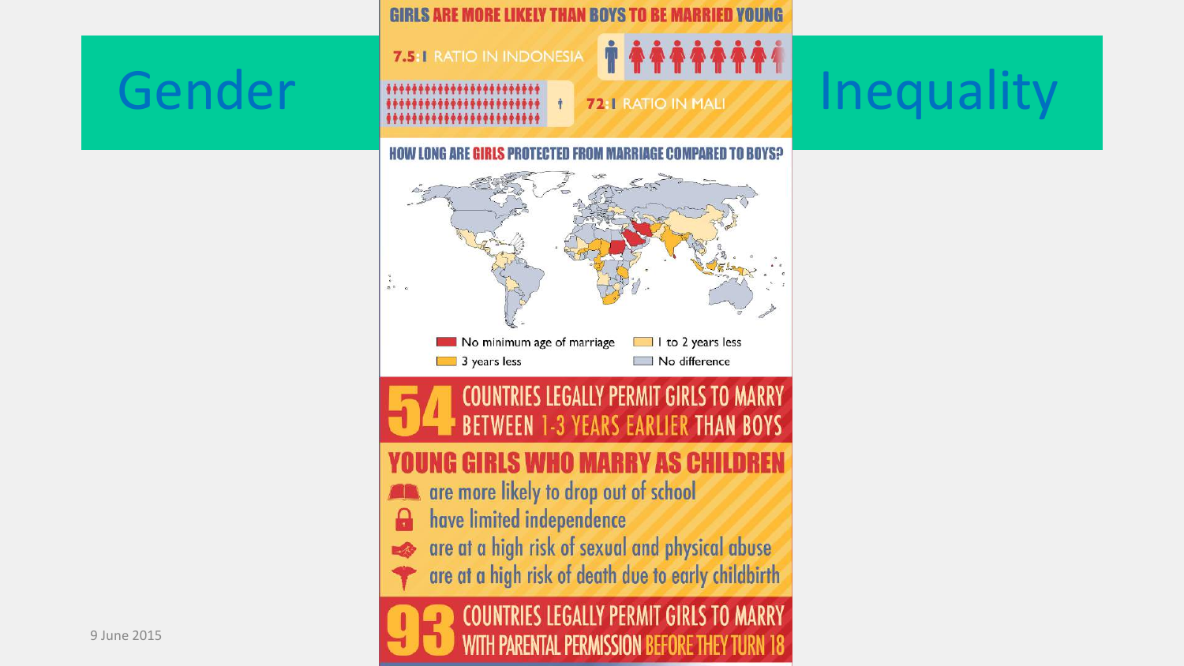# Gender Inequality

GIRLS ARE MORE LIKELY THAN BOYS TO BE MARRIED YOUNG

7.5:1 RATIO IN INDONESIA

72:1 RATIO IN MALI

HOW LONG ARE GIRLS PROTECTED FROM MARRIAGE COMPARED TO BOYS?

- No minimum age of marriage
- 1 to 2 years less
- 3 years less
- No difference

54 COUNTRIES LEGALLY PERMIT GIRLS TO MARRY BETWEEN 1-3 YEARS EARLIER THAN BOYS

YOUNG GIRLS WHO MARRY AS CHILDREN

- are more likely to drop out of school
- have limited independence
- are at a high risk of sexual and physical abuse
- are at a high risk of death due to early childbirth

93 COUNTRIES LEGALLY PERMIT GIRLS TO MARRY WITH PARENTAL PERMISSION BEFORE THEY TURN 18

9 June 2015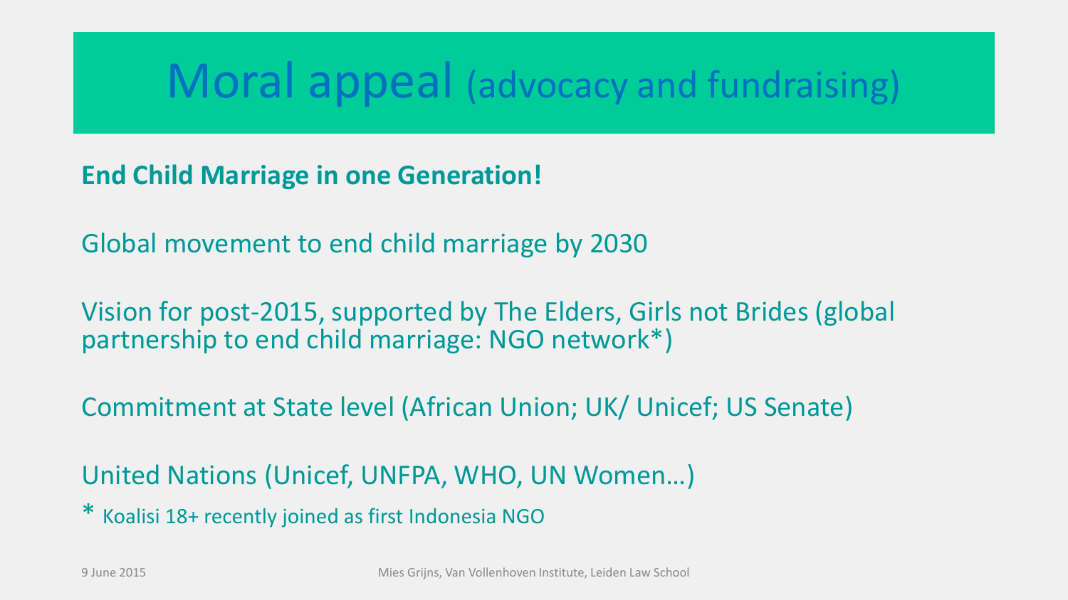# Moral appeal (advocacy and fundraising)

**End Child Marriage in one Generation!**

Global movement to end child marriage by 2030

Vision for post-2015, supported by The Elders, Girls not Brides (global partnership to end child marriage: NGO network*)

Commitment at State level (African Union; UK/ Unicef; US Senate)

United Nations (Unicef, UNFPA, WHO, UN Women…)

* Koalisi 18+ recently joined as first Indonesia NGO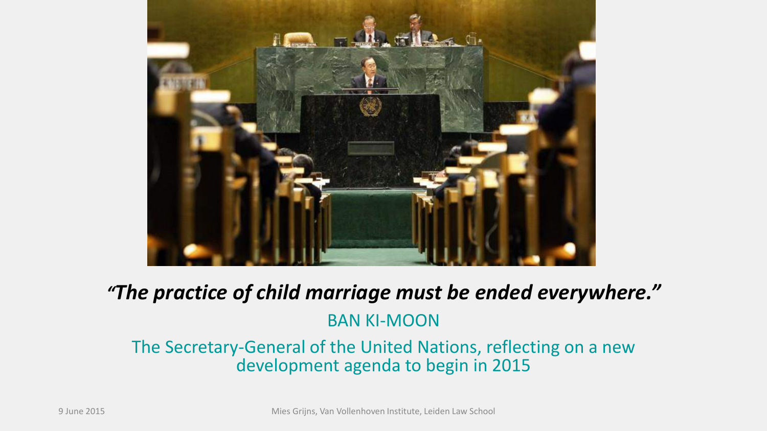***"The practice of child marriage must be ended everywhere."***

BAN KI-MOON

The Secretary-General of the United Nations, reflecting on a new development agenda to begin in 2015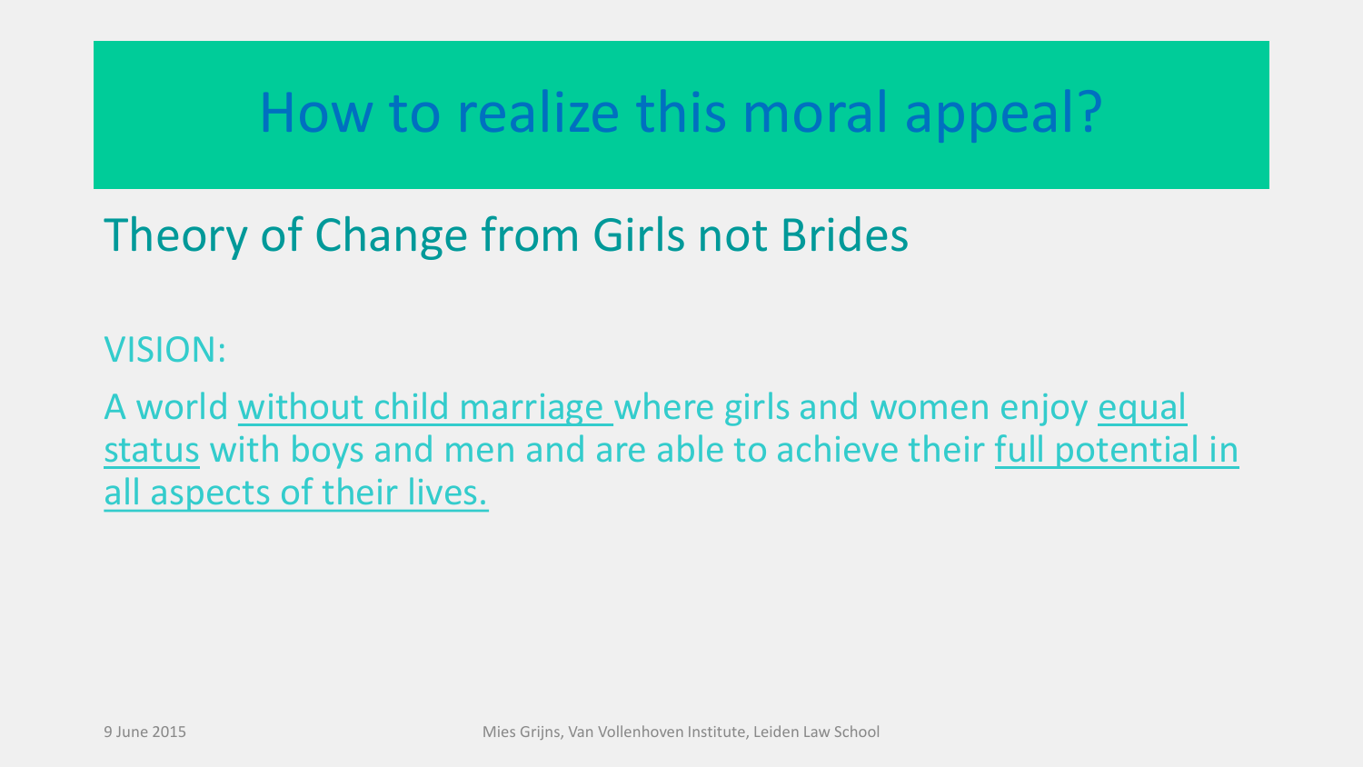# How to realize this moral appeal?

## Theory of Change from Girls not Brides

VISION:

A world <u>without child marriage</u> where girls and women enjoy <u>equal status</u> with boys and men and are able to achieve their <u>full potential in all aspects of their lives.</u>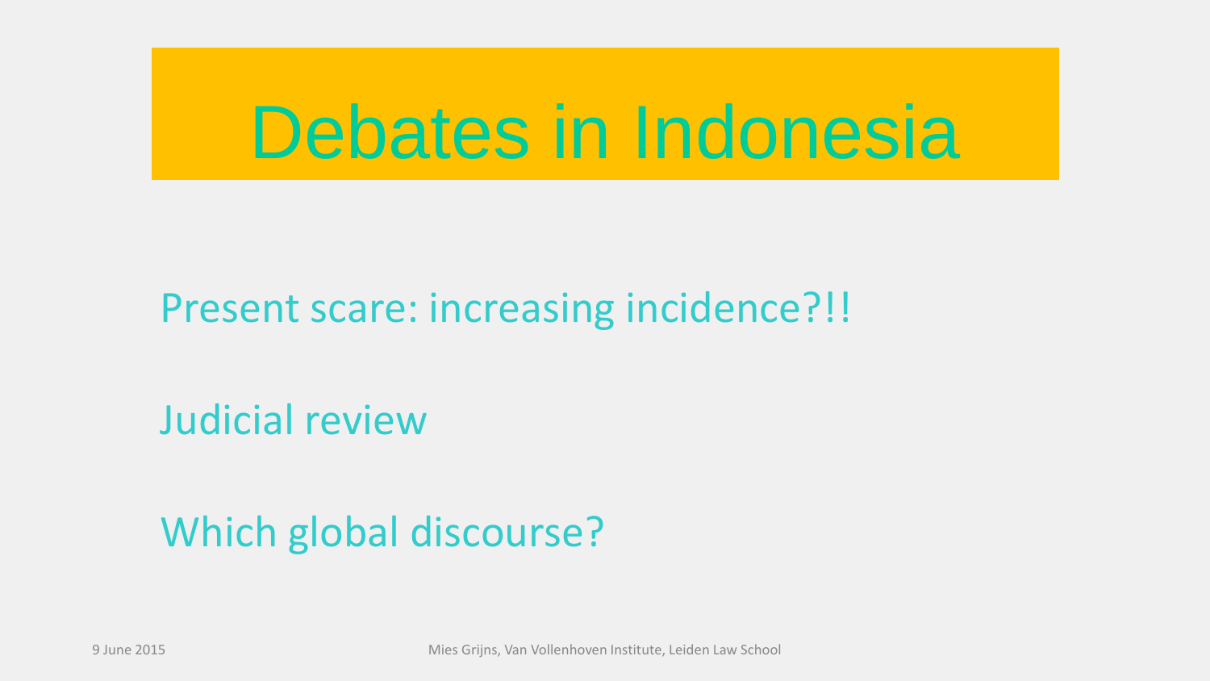# Debates in Indonesia

Present scare: increasing incidence?!!

Judicial review

Which global discourse?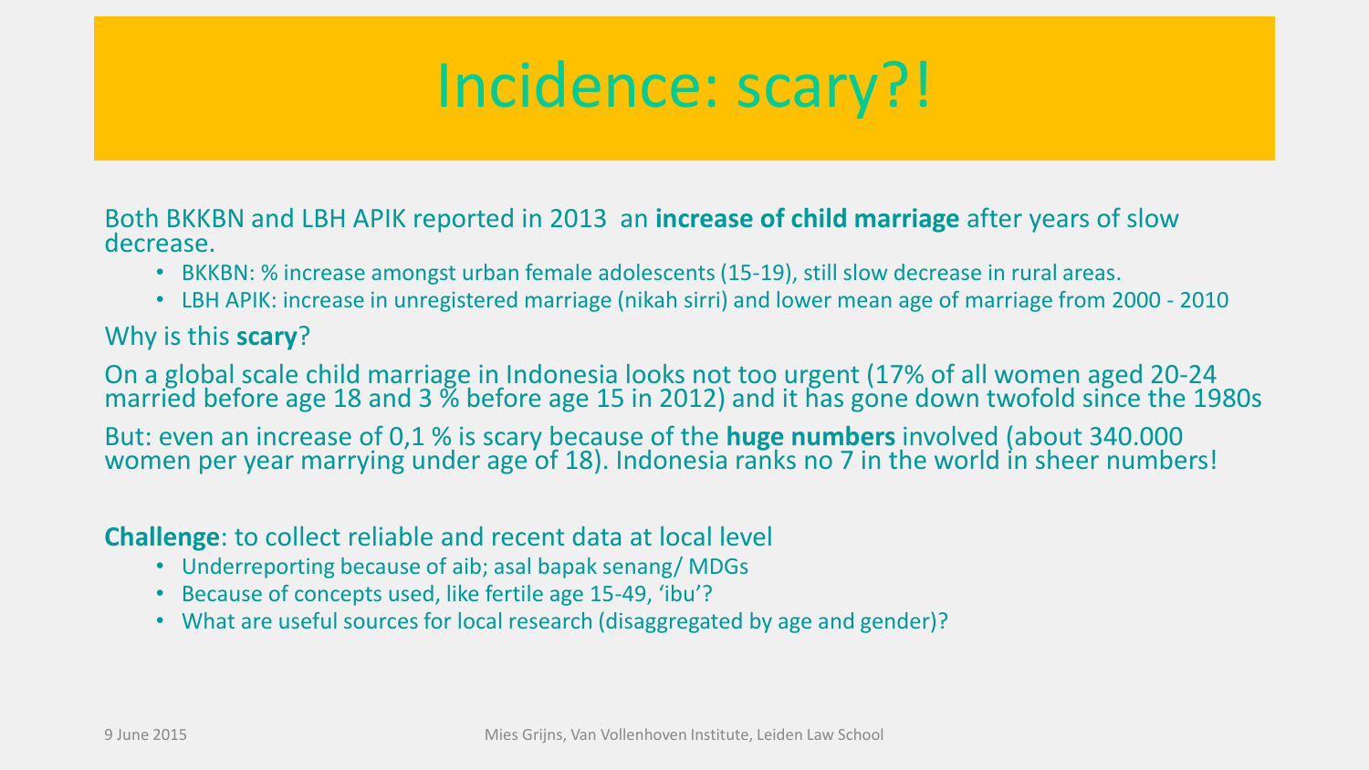# Incidence: scary?!

Both BKKBN and LBH APIK reported in 2013 an **increase of child marriage** after years of slow decrease.

- BKKBN: % increase amongst urban female adolescents (15-19), still slow decrease in rural areas.
- LBH APIK: increase in unregistered marriage (nikah sirri) and lower mean age of marriage from 2000 - 2010

Why is this **scary**?

On a global scale child marriage in Indonesia looks not too urgent (17% of all women aged 20-24 married before age 18 and 3 % before age 15 in 2012) and it has gone down twofold since the 1980s

But: even an increase of 0,1 % is scary because of the **huge numbers** involved (about 340.000 women per year marrying under age of 18). Indonesia ranks no 7 in the world in sheer numbers!

**Challenge**: to collect reliable and recent data at local level

- Underreporting because of aib; asal bapak senang/ MDGs
- Because of concepts used, like fertile age 15-49, 'ibu'?
- What are useful sources for local research (disaggregated by age and gender)?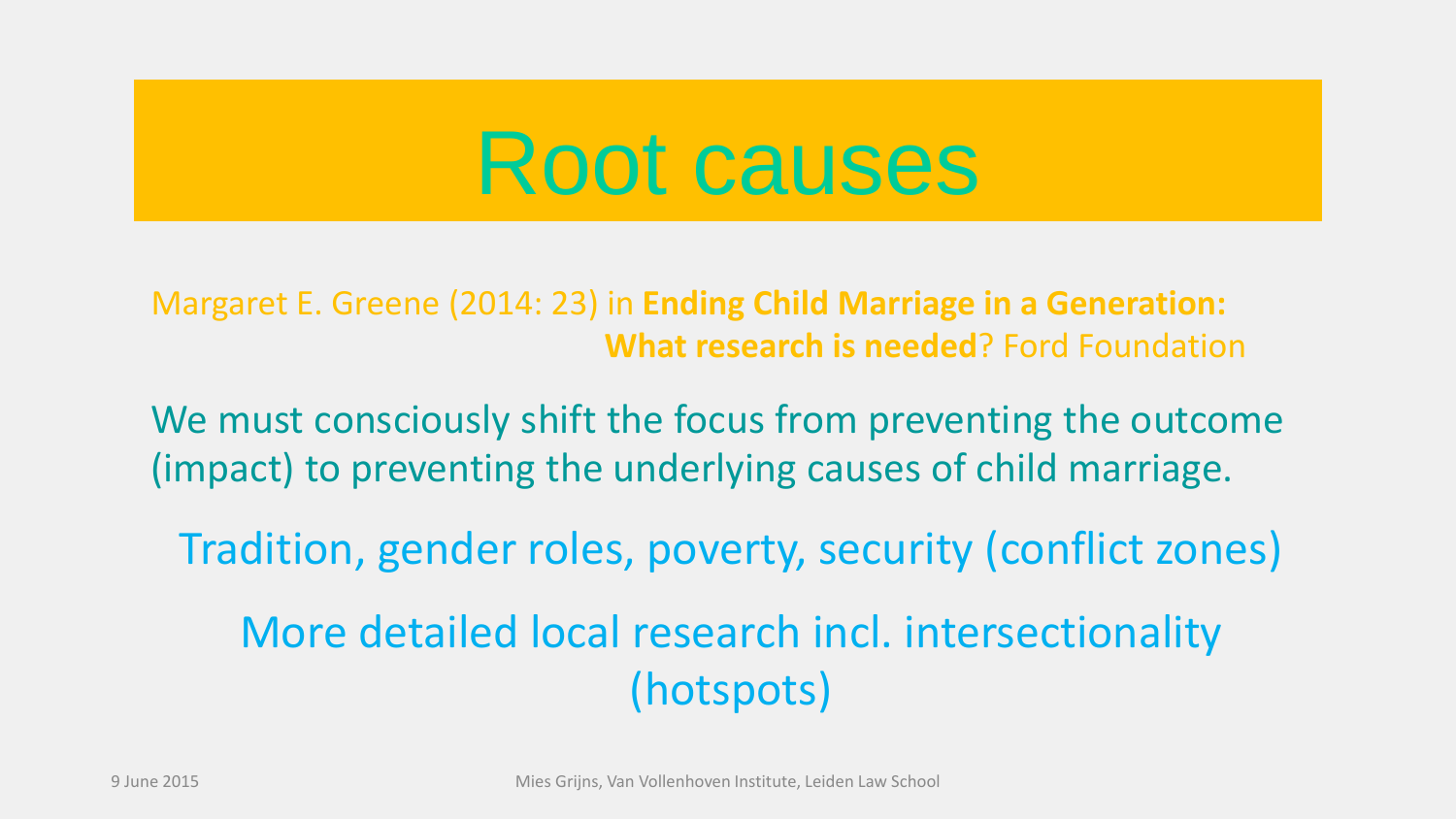# Root causes

Margaret E. Greene (2014: 23) in **Ending Child Marriage in a Generation: What research is needed**? Ford Foundation

We must consciously shift the focus from preventing the outcome (impact) to preventing the underlying causes of child marriage.

Tradition, gender roles, poverty, security (conflict zones)

More detailed local research incl. intersectionality (hotspots)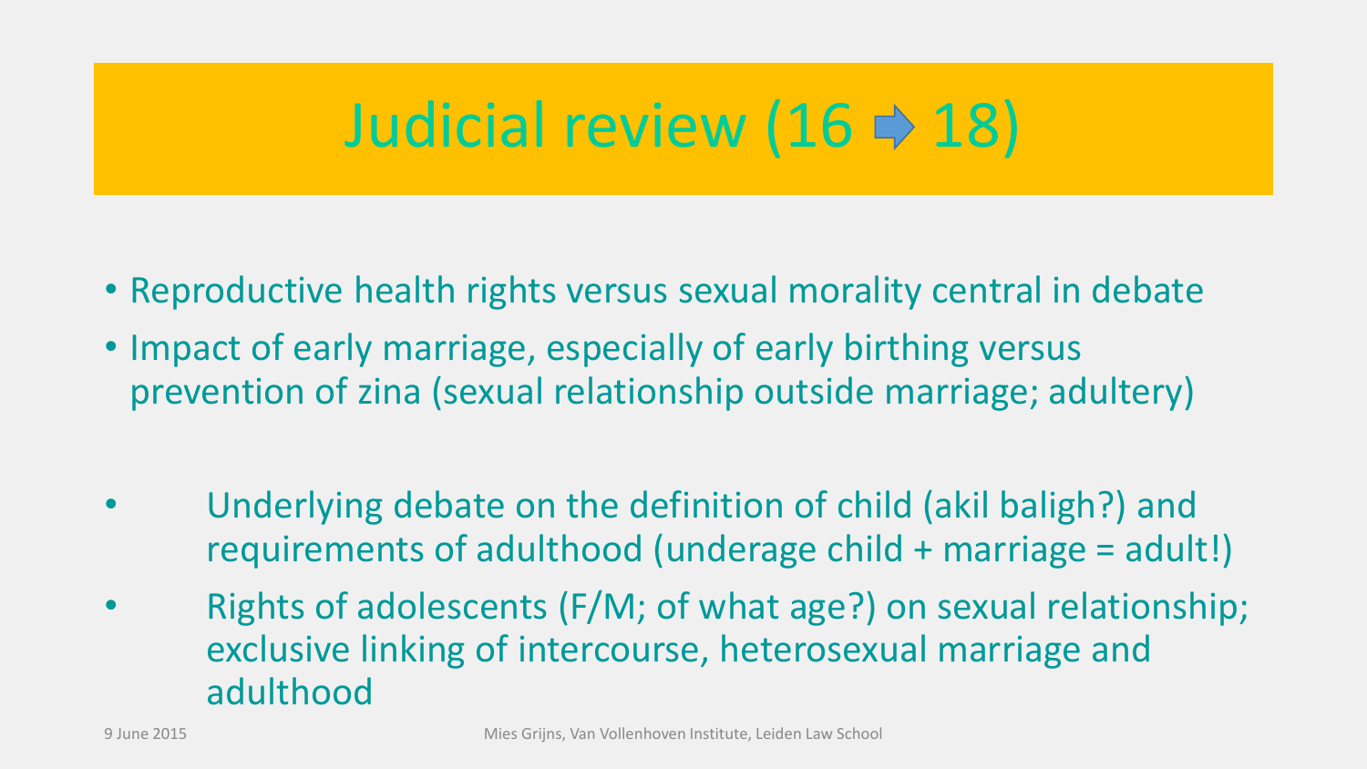# Judicial review (16 ➡ 18)

- Reproductive health rights versus sexual morality central in debate
- Impact of early marriage, especially of early birthing versus prevention of zina (sexual relationship outside marriage; adultery)

- Underlying debate on the definition of child (akil baligh?) and requirements of adulthood (underage child + marriage = adult!)
- Rights of adolescents (F/M; of what age?) on sexual relationship; exclusive linking of intercourse, heterosexual marriage and adulthood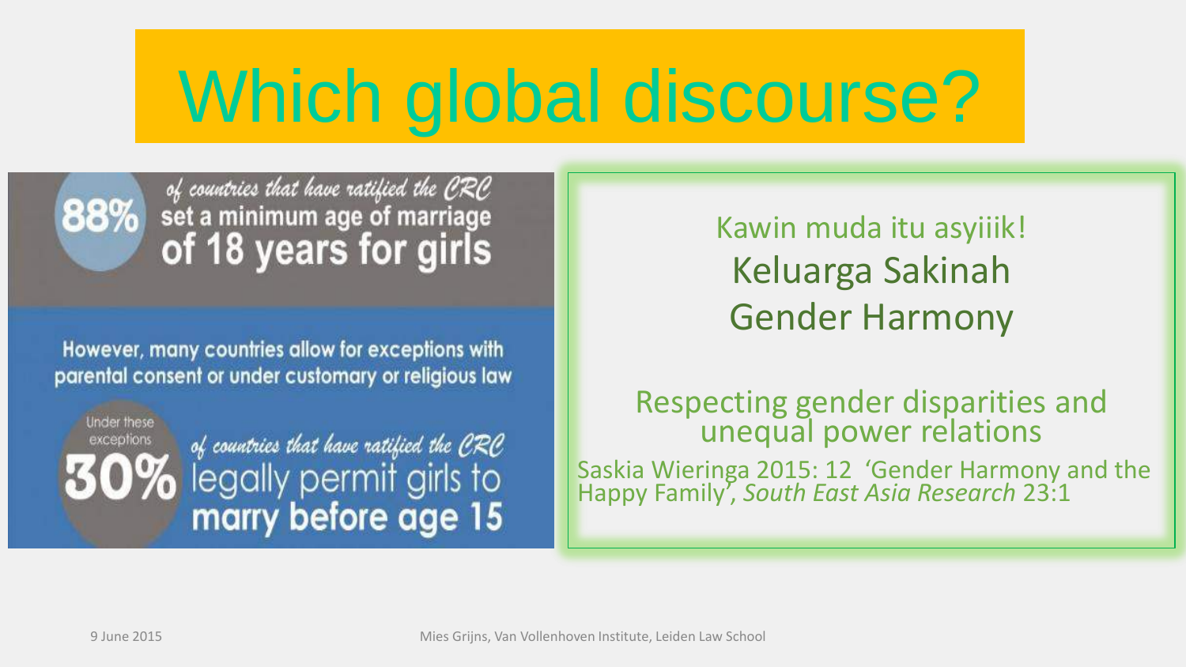# Which global discourse?

88% of countries that have ratified the CRC set a minimum age of marriage of 18 years for girls

However, many countries allow for exceptions with parental consent or under customary or religious law

Under these exceptions 30% of countries that have ratified the CRC legally permit girls to marry before age 15

Kawin muda itu asyiiik!

Keluarga Sakinah

Gender Harmony

Respecting gender disparities and unequal power relations

Saskia Wieringa 2015: 12 'Gender Harmony and the Happy Family', *South East Asia Research* 23:1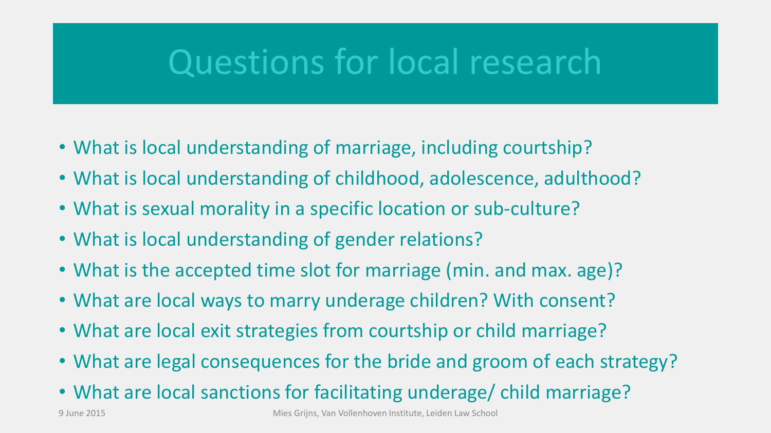# Questions for local research

- What is local understanding of marriage, including courtship?
- What is local understanding of childhood, adolescence, adulthood?
- What is sexual morality in a specific location or sub-culture?
- What is local understanding of gender relations?
- What is the accepted time slot for marriage (min. and max. age)?
- What are local ways to marry underage children? With consent?
- What are local exit strategies from courtship or child marriage?
- What are legal consequences for the bride and groom of each strategy?
- What are local sanctions for facilitating underage/ child marriage?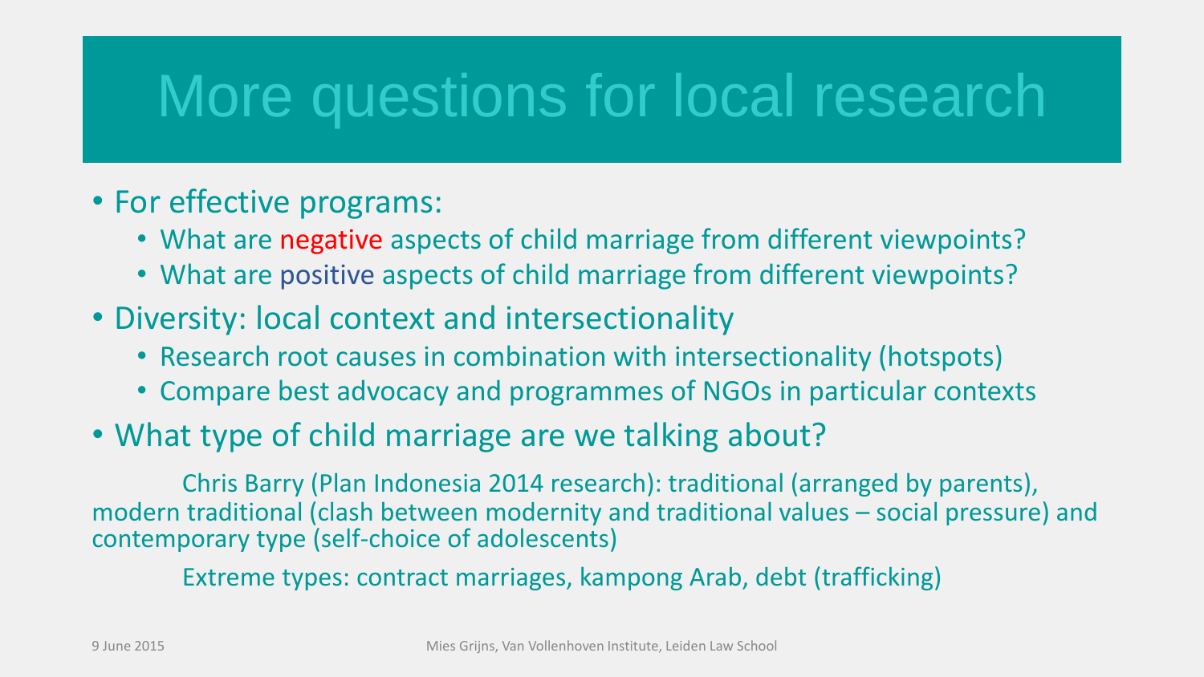# More questions for local research

- For effective programs:
  - What are negative aspects of child marriage from different viewpoints?
  - What are positive aspects of child marriage from different viewpoints?
- Diversity: local context and intersectionality
  - Research root causes in combination with intersectionality (hotspots)
  - Compare best advocacy and programmes of NGOs in particular contexts
- What type of child marriage are we talking about?

Chris Barry (Plan Indonesia 2014 research): traditional (arranged by parents), modern traditional (clash between modernity and traditional values – social pressure) and contemporary type (self-choice of adolescents)

Extreme types: contract marriages, kampong Arab, debt (trafficking)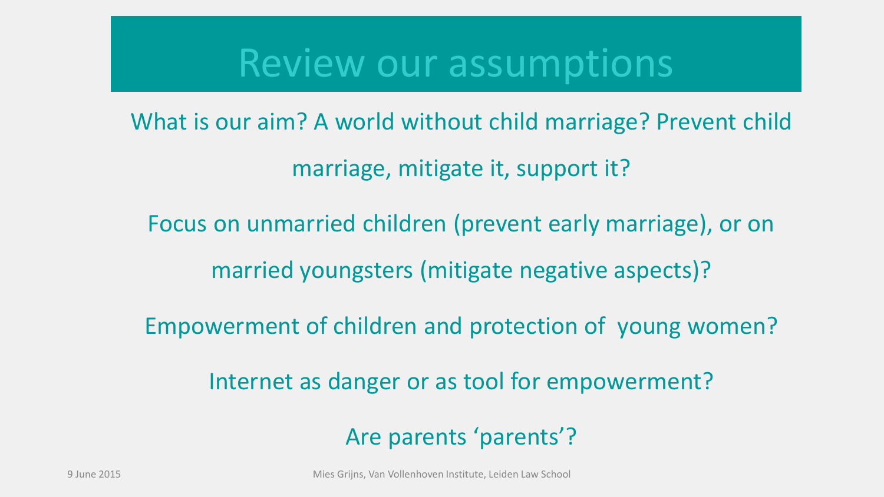# Review our assumptions

What is our aim? A world without child marriage? Prevent child marriage, mitigate it, support it?

Focus on unmarried children (prevent early marriage), or on married youngsters (mitigate negative aspects)?

Empowerment of children and protection of young women?

Internet as danger or as tool for empowerment?

Are parents 'parents'?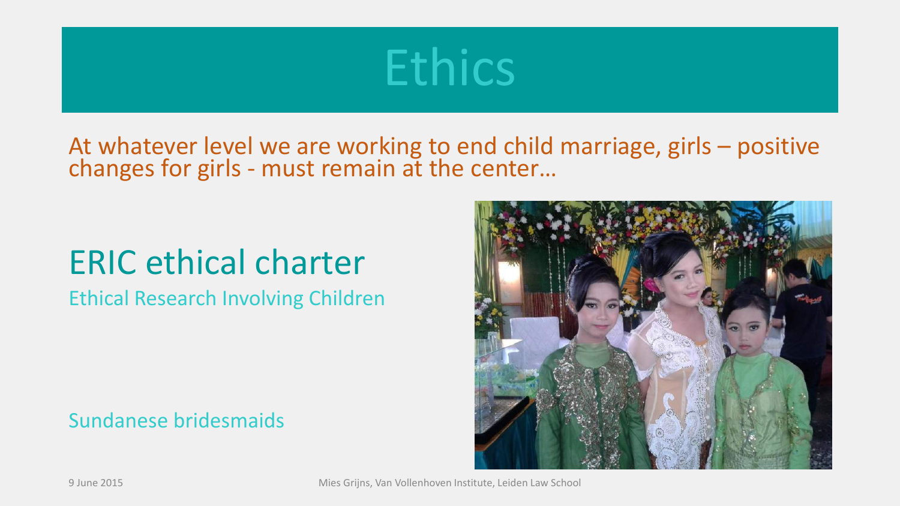# Ethics

At whatever level we are working to end child marriage, girls – positive changes for girls - must remain at the center…

## ERIC ethical charter

Ethical Research Involving Children

Sundanese bridesmaids